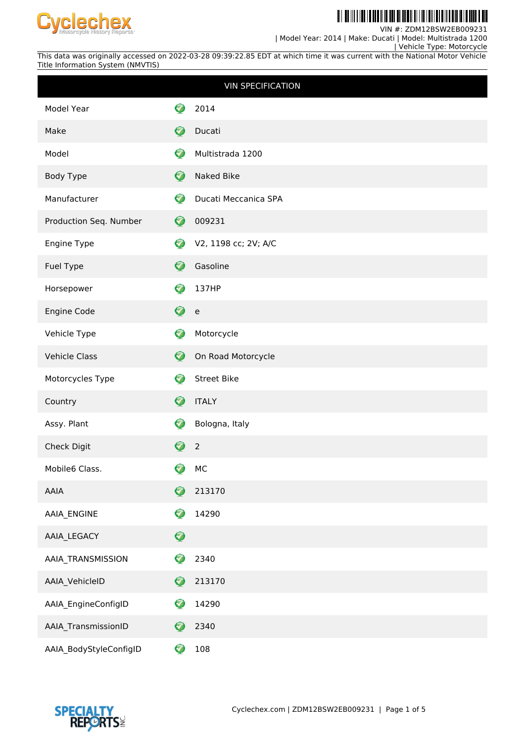VIN #: ZDM12BSW2EB009231
| Model Year: 2014 | Make: Ducati | Model: Multistrada 1200
| Vehicle Type: Motorcycle

This data was originally accessed on 2022-03-28 09:39:22.85 EDT at which time it was current with the National Motor Vehicle Title Information System (NMVTIS)

| VIN SPECIFICATION | |
|---|---|
| Model Year | 2014 |
| Make | Ducati |
| Model | Multistrada 1200 |
| Body Type | Naked Bike |
| Manufacturer | Ducati Meccanica SPA |
| Production Seq. Number | 009231 |
| Engine Type | V2, 1198 cc; 2V; A/C |
| Fuel Type | Gasoline |
| Horsepower | 137HP |
| Engine Code | e |
| Vehicle Type | Motorcycle |
| Vehicle Class | On Road Motorcycle |
| Motorcycles Type | Street Bike |
| Country | ITALY |
| Assy. Plant | Bologna, Italy |
| Check Digit | 2 |
| Mobile6 Class. | MC |
| AAIA | 213170 |
| AAIA_ENGINE | 14290 |
| AAIA_LEGACY | |
| AAIA_TRANSMISSION | 2340 |
| AAIA_VehicleID | 213170 |
| AAIA_EngineConfigID | 14290 |
| AAIA_TransmissionID | 2340 |
| AAIA_BodyStyleConfigID | 108 |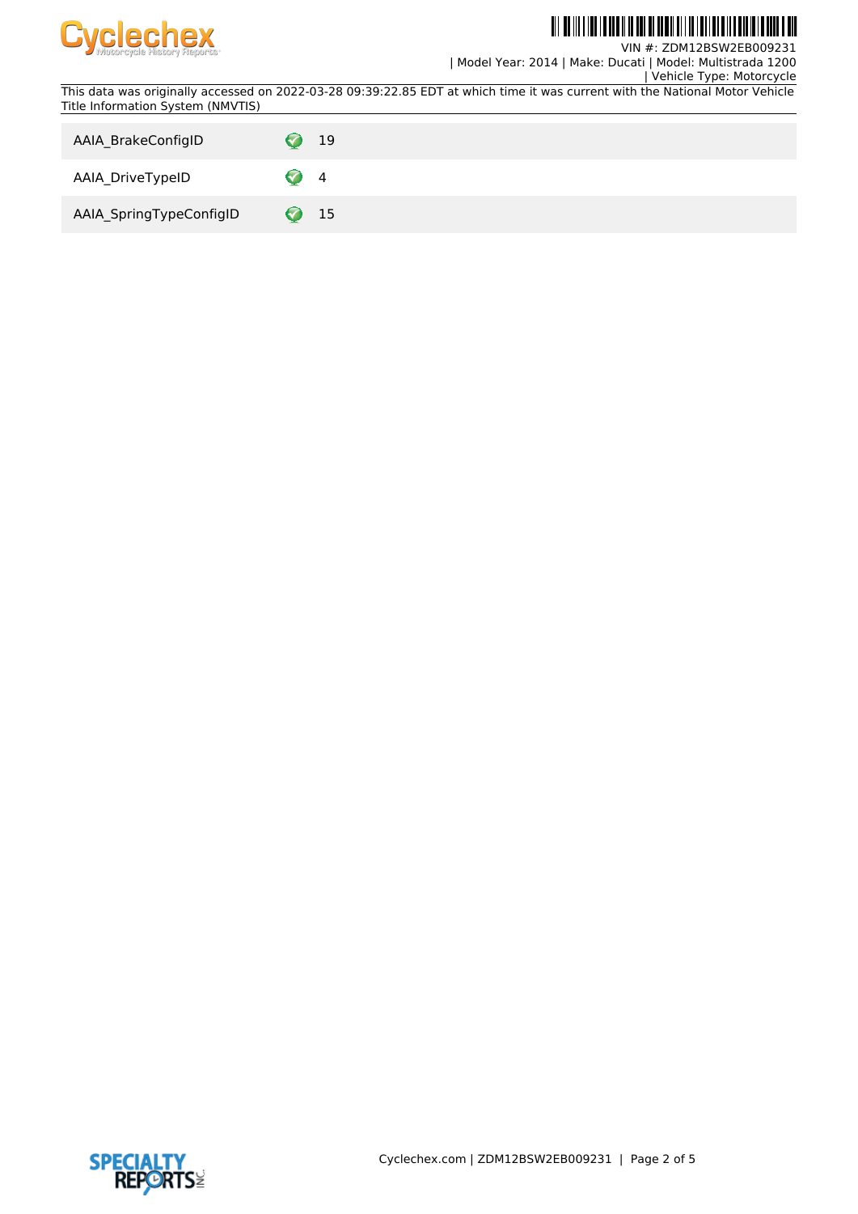| | |
|---|---|
| AAIA_BrakeConfigID | 19 |
| AAIA_DriveTypeID | 4 |
| AAIA_SpringTypeConfigID | 15 |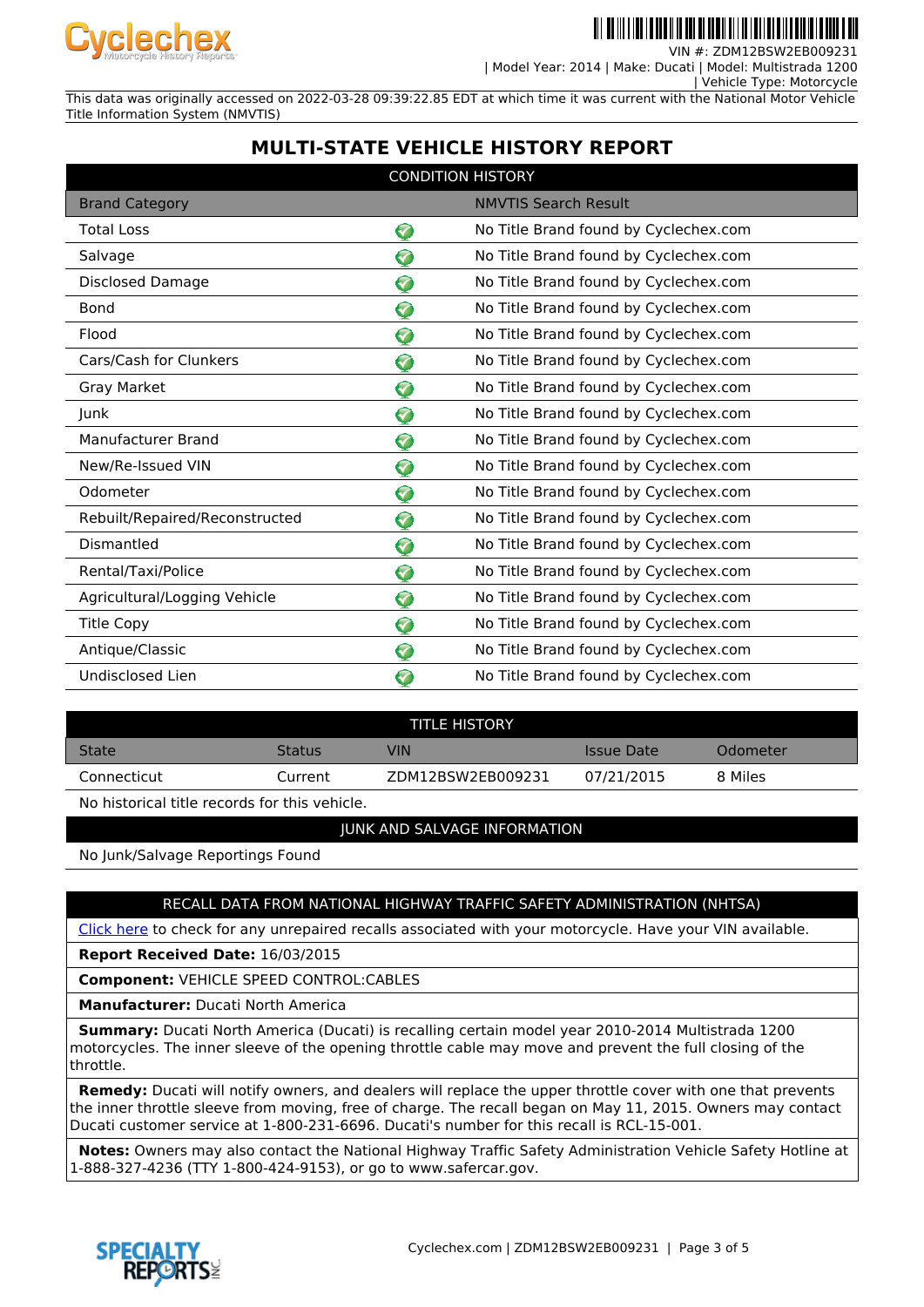VIN #: ZDM12BSW2EB009231
| Model Year: 2014 | Make: Ducati | Model: Multistrada 1200
| Vehicle Type: Motorcycle

This data was originally accessed on 2022-03-28 09:39:22.85 EDT at which time it was current with the National Motor Vehicle Title Information System (NMVTIS)

# MULTI-STATE VEHICLE HISTORY REPORT

## CONDITION HISTORY

| Brand Category | | NMVTIS Search Result |
|---|---|---|
| Total Loss | ✓ | No Title Brand found by Cyclechex.com |
| Salvage | ✓ | No Title Brand found by Cyclechex.com |
| Disclosed Damage | ✓ | No Title Brand found by Cyclechex.com |
| Bond | ✓ | No Title Brand found by Cyclechex.com |
| Flood | ✓ | No Title Brand found by Cyclechex.com |
| Cars/Cash for Clunkers | ✓ | No Title Brand found by Cyclechex.com |
| Gray Market | ✓ | No Title Brand found by Cyclechex.com |
| Junk | ✓ | No Title Brand found by Cyclechex.com |
| Manufacturer Brand | ✓ | No Title Brand found by Cyclechex.com |
| New/Re-Issued VIN | ✓ | No Title Brand found by Cyclechex.com |
| Odometer | ✓ | No Title Brand found by Cyclechex.com |
| Rebuilt/Repaired/Reconstructed | ✓ | No Title Brand found by Cyclechex.com |
| Dismantled | ✓ | No Title Brand found by Cyclechex.com |
| Rental/Taxi/Police | ✓ | No Title Brand found by Cyclechex.com |
| Agricultural/Logging Vehicle | ✓ | No Title Brand found by Cyclechex.com |
| Title Copy | ✓ | No Title Brand found by Cyclechex.com |
| Antique/Classic | ✓ | No Title Brand found by Cyclechex.com |
| Undisclosed Lien | ✓ | No Title Brand found by Cyclechex.com |

## TITLE HISTORY

| State | Status | VIN | Issue Date | Odometer |
|---|---|---|---|---|
| Connecticut | Current | ZDM12BSW2EB009231 | 07/21/2015 | 8 Miles |

No historical title records for this vehicle.

## JUNK AND SALVAGE INFORMATION

No Junk/Salvage Reportings Found

## RECALL DATA FROM NATIONAL HIGHWAY TRAFFIC SAFETY ADMINISTRATION (NHTSA)

Click here to check for any unrepaired recalls associated with your motorcycle. Have your VIN available.

**Report Received Date:** 16/03/2015

**Component:** VEHICLE SPEED CONTROL:CABLES

**Manufacturer:** Ducati North America

**Summary:** Ducati North America (Ducati) is recalling certain model year 2010-2014 Multistrada 1200 motorcycles. The inner sleeve of the opening throttle cable may move and prevent the full closing of the throttle.

**Remedy:** Ducati will notify owners, and dealers will replace the upper throttle cover with one that prevents the inner throttle sleeve from moving, free of charge. The recall began on May 11, 2015. Owners may contact Ducati customer service at 1-800-231-6696. Ducati's number for this recall is RCL-15-001.

**Notes:** Owners may also contact the National Highway Traffic Safety Administration Vehicle Safety Hotline at 1-888-327-4236 (TTY 1-800-424-9153), or go to www.safercar.gov.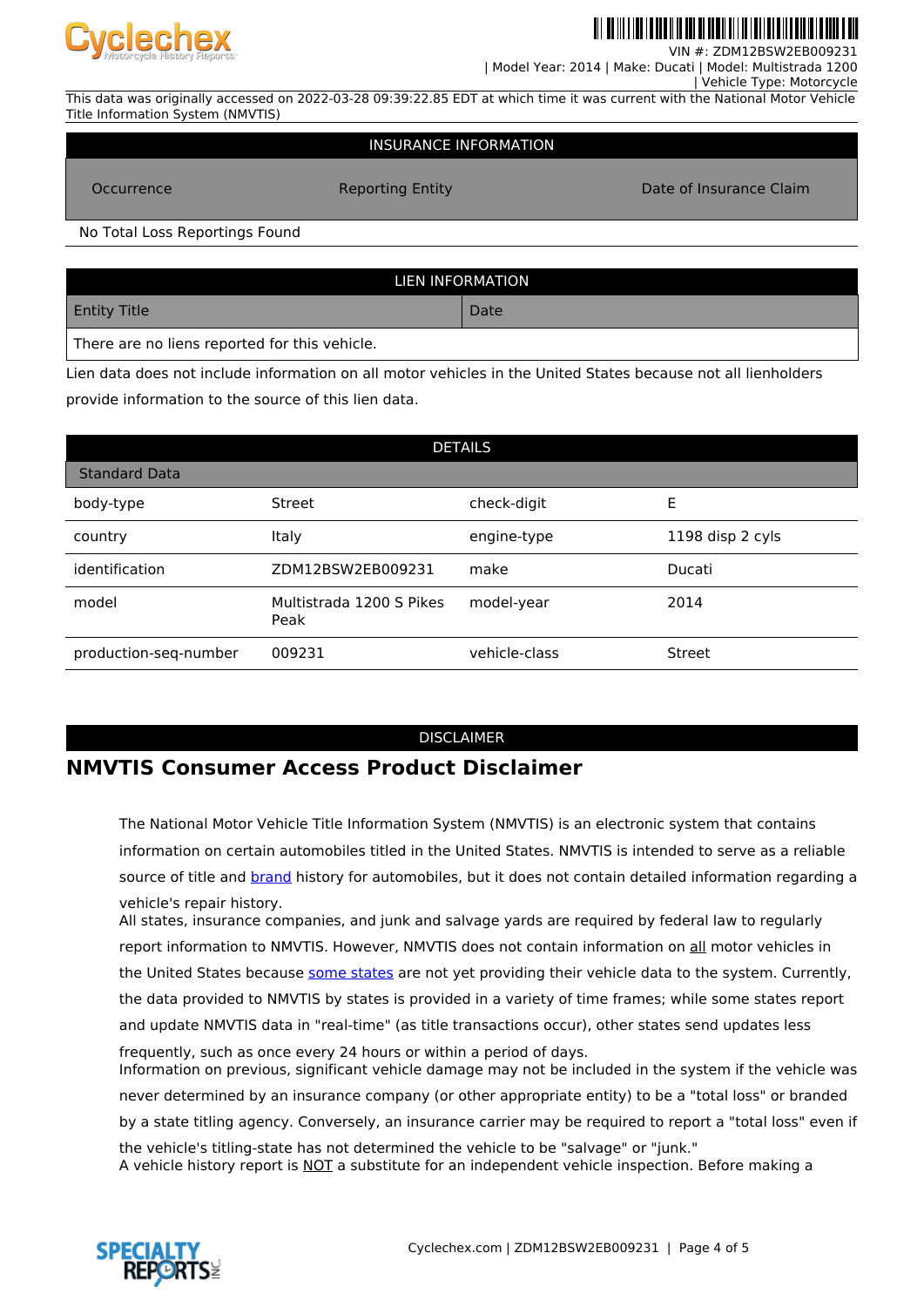This data was originally accessed on 2022-03-28 09:39:22.85 EDT at which time it was current with the National Motor Vehicle Title Information System (NMVTIS)

| INSURANCE INFORMATION | | |
|---|---|---|
| Occurrence | Reporting Entity | Date of Insurance Claim |
| No Total Loss Reportings Found | | |

| LIEN INFORMATION | |
|---|---|
| Entity Title | Date |
| There are no liens reported for this vehicle. | |

Lien data does not include information on all motor vehicles in the United States because not all lienholders provide information to the source of this lien data.

| DETAILS | | | |
|---|---|---|---|
| Standard Data | | | |
| body-type | Street | check-digit | E |
| country | Italy | engine-type | 1198 disp 2 cyls |
| identification | ZDM12BSW2EB009231 | make | Ducati |
| model | Multistrada 1200 S Pikes Peak | model-year | 2014 |
| production-seq-number | 009231 | vehicle-class | Street |

DISCLAIMER

## NMVTIS Consumer Access Product Disclaimer

The National Motor Vehicle Title Information System (NMVTIS) is an electronic system that contains information on certain automobiles titled in the United States. NMVTIS is intended to serve as a reliable source of title and brand history for automobiles, but it does not contain detailed information regarding a vehicle's repair history.

All states, insurance companies, and junk and salvage yards are required by federal law to regularly report information to NMVTIS. However, NMVTIS does not contain information on all motor vehicles in the United States because some states are not yet providing their vehicle data to the system. Currently, the data provided to NMVTIS by states is provided in a variety of time frames; while some states report and update NMVTIS data in "real-time" (as title transactions occur), other states send updates less frequently, such as once every 24 hours or within a period of days.

Information on previous, significant vehicle damage may not be included in the system if the vehicle was never determined by an insurance company (or other appropriate entity) to be a "total loss" or branded by a state titling agency. Conversely, an insurance carrier may be required to report a "total loss" even if the vehicle's titling-state has not determined the vehicle to be "salvage" or "junk."

A vehicle history report is NOT a substitute for an independent vehicle inspection. Before making a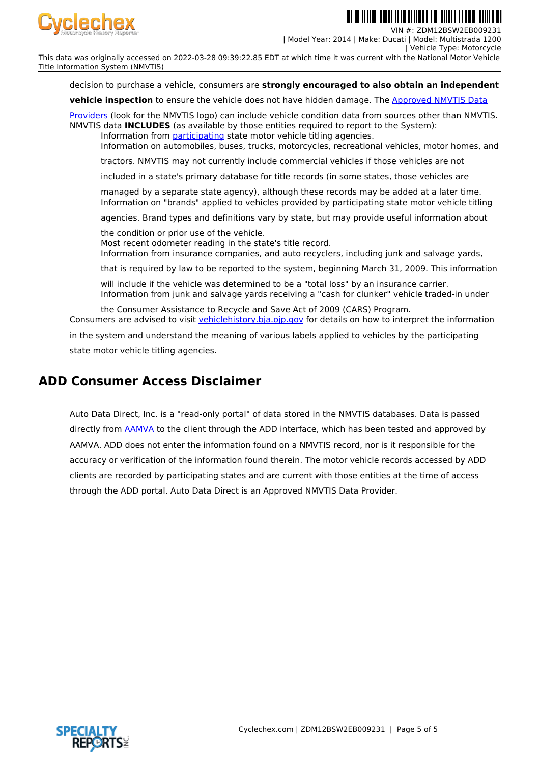decision to purchase a vehicle, consumers are **strongly encouraged to also obtain an independent vehicle inspection** to ensure the vehicle does not have hidden damage. The Approved NMVTIS Data Providers (look for the NMVTIS logo) can include vehicle condition data from sources other than NMVTIS.

NMVTIS data **INCLUDES** (as available by those entities required to report to the System):

- Information from participating state motor vehicle titling agencies.
- Information on automobiles, buses, trucks, motorcycles, recreational vehicles, motor homes, and tractors. NMVTIS may not currently include commercial vehicles if those vehicles are not included in a state's primary database for title records (in some states, those vehicles are managed by a separate state agency), although these records may be added at a later time.
- Information on "brands" applied to vehicles provided by participating state motor vehicle titling agencies. Brand types and definitions vary by state, but may provide useful information about the condition or prior use of the vehicle.
- Most recent odometer reading in the state's title record.
- Information from insurance companies, and auto recyclers, including junk and salvage yards, that is required by law to be reported to the system, beginning March 31, 2009. This information will include if the vehicle was determined to be a "total loss" by an insurance carrier.
- Information from junk and salvage yards receiving a "cash for clunker" vehicle traded-in under the Consumer Assistance to Recycle and Save Act of 2009 (CARS) Program.

Consumers are advised to visit vehiclehistory.bja.ojp.gov for details on how to interpret the information in the system and understand the meaning of various labels applied to vehicles by the participating state motor vehicle titling agencies.

## ADD Consumer Access Disclaimer

Auto Data Direct, Inc. is a "read-only portal" of data stored in the NMVTIS databases. Data is passed directly from AAMVA to the client through the ADD interface, which has been tested and approved by AAMVA. ADD does not enter the information found on a NMVTIS record, nor is it responsible for the accuracy or verification of the information found therein. The motor vehicle records accessed by ADD clients are recorded by participating states and are current with those entities at the time of access through the ADD portal. Auto Data Direct is an Approved NMVTIS Data Provider.